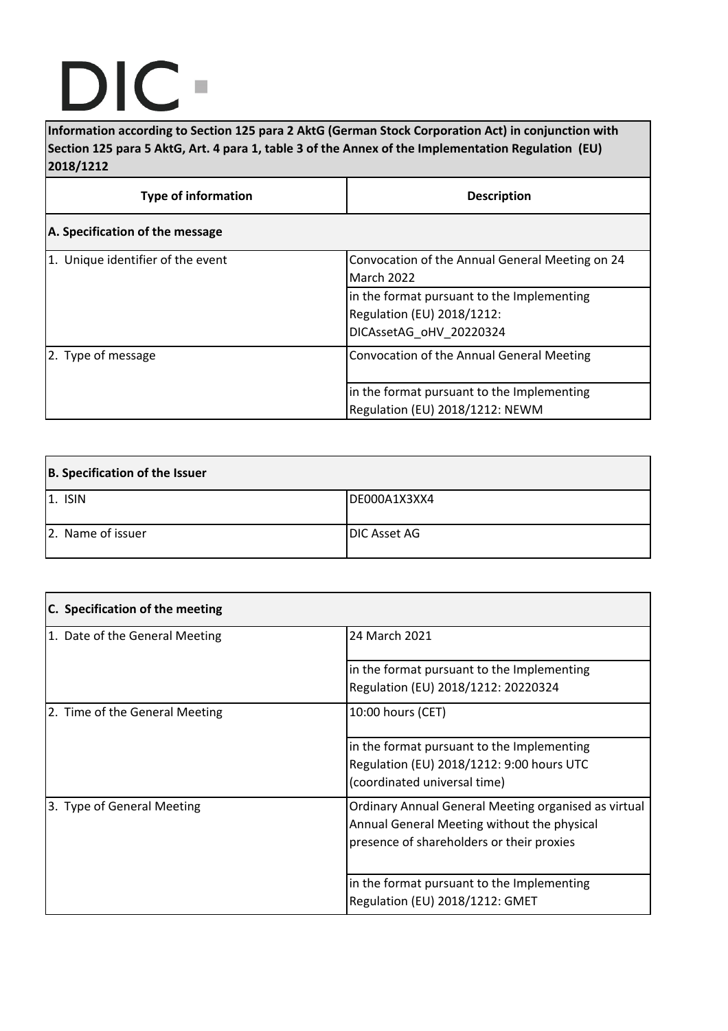# DIC

**Information according to Section 125 para 2 AktG (German Stock Corporation Act) in conjunction with Section 125 para 5 AktG, Art. 4 para 1, table 3 of the Annex of the Implementation Regulation (EU) 2018/1212**

| Type of information | Description |
|---|---|
| **A. Specification of the message** | |
| 1. Unique identifier of the event | Convocation of the Annual General Meeting on 24 March 2022 |
| | in the format pursuant to the Implementing Regulation (EU) 2018/1212: DICAssetAG_oHV_20220324 |
| 2. Type of message | Convocation of the Annual General Meeting |
| | in the format pursuant to the Implementing Regulation (EU) 2018/1212: NEWM |

| **B. Specification of the Issuer** | |
|---|---|
| 1. ISIN | DE000A1X3XX4 |
| 2. Name of issuer | DIC Asset AG |

| **C. Specification of the meeting** | |
|---|---|
| 1. Date of the General Meeting | 24 March 2021 |
| | in the format pursuant to the Implementing Regulation (EU) 2018/1212: 20220324 |
| 2. Time of the General Meeting | 10:00 hours (CET) |
| | in the format pursuant to the Implementing Regulation (EU) 2018/1212: 9:00 hours UTC (coordinated universal time) |
| 3. Type of General Meeting | Ordinary Annual General Meeting organised as virtual Annual General Meeting without the physical presence of shareholders or their proxies |
| | in the format pursuant to the Implementing Regulation (EU) 2018/1212: GMET |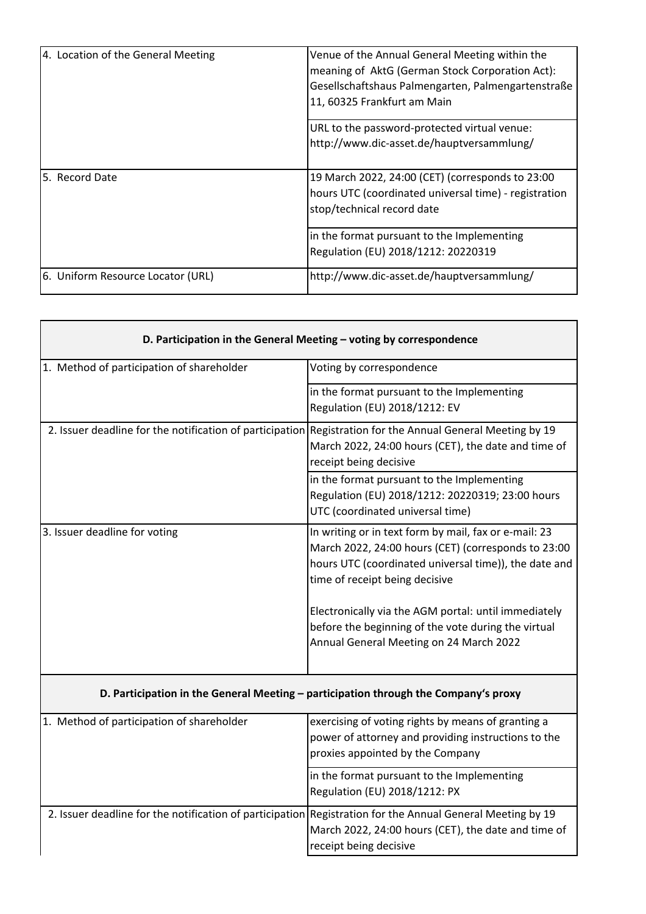| | |
|---|---|
| 4. Location of the General Meeting | Venue of the Annual General Meeting within the meaning of AktG (German Stock Corporation Act): Gesellschaftshaus Palmengarten, Palmengartenstraße 11, 60325 Frankfurt am Main |
| | URL to the password-protected virtual venue: http://www.dic-asset.de/hauptversammlung/ |
| 5. Record Date | 19 March 2022, 24:00 (CET) (corresponds to 23:00 hours UTC (coordinated universal time) - registration stop/technical record date |
| | in the format pursuant to the Implementing Regulation (EU) 2018/1212: 20220319 |
| 6. Uniform Resource Locator (URL) | http://www.dic-asset.de/hauptversammlung/ |

| D. Participation in the General Meeting – voting by correspondence | |
|---|---|
| 1. Method of participation of shareholder | Voting by correspondence |
| | in the format pursuant to the Implementing Regulation (EU) 2018/1212: EV |
| 2. Issuer deadline for the notification of participation | Registration for the Annual General Meeting by 19 March 2022, 24:00 hours (CET), the date and time of receipt being decisive |
| | in the format pursuant to the Implementing Regulation (EU) 2018/1212: 20220319; 23:00 hours UTC (coordinated universal time) |
| 3. Issuer deadline for voting | In writing or in text form by mail, fax or e-mail: 23 March 2022, 24:00 hours (CET) (corresponds to 23:00 hours UTC (coordinated universal time)), the date and time of receipt being decisive<br><br>Electronically via the AGM portal: until immediately before the beginning of the vote during the virtual Annual General Meeting on 24 March 2022 |

| D. Participation in the General Meeting – participation through the Company's proxy | |
|---|---|
| 1. Method of participation of shareholder | exercising of voting rights by means of granting a power of attorney and providing instructions to the proxies appointed by the Company |
| | in the format pursuant to the Implementing Regulation (EU) 2018/1212: PX |
| 2. Issuer deadline for the notification of participation | Registration for the Annual General Meeting by 19 March 2022, 24:00 hours (CET), the date and time of receipt being decisive |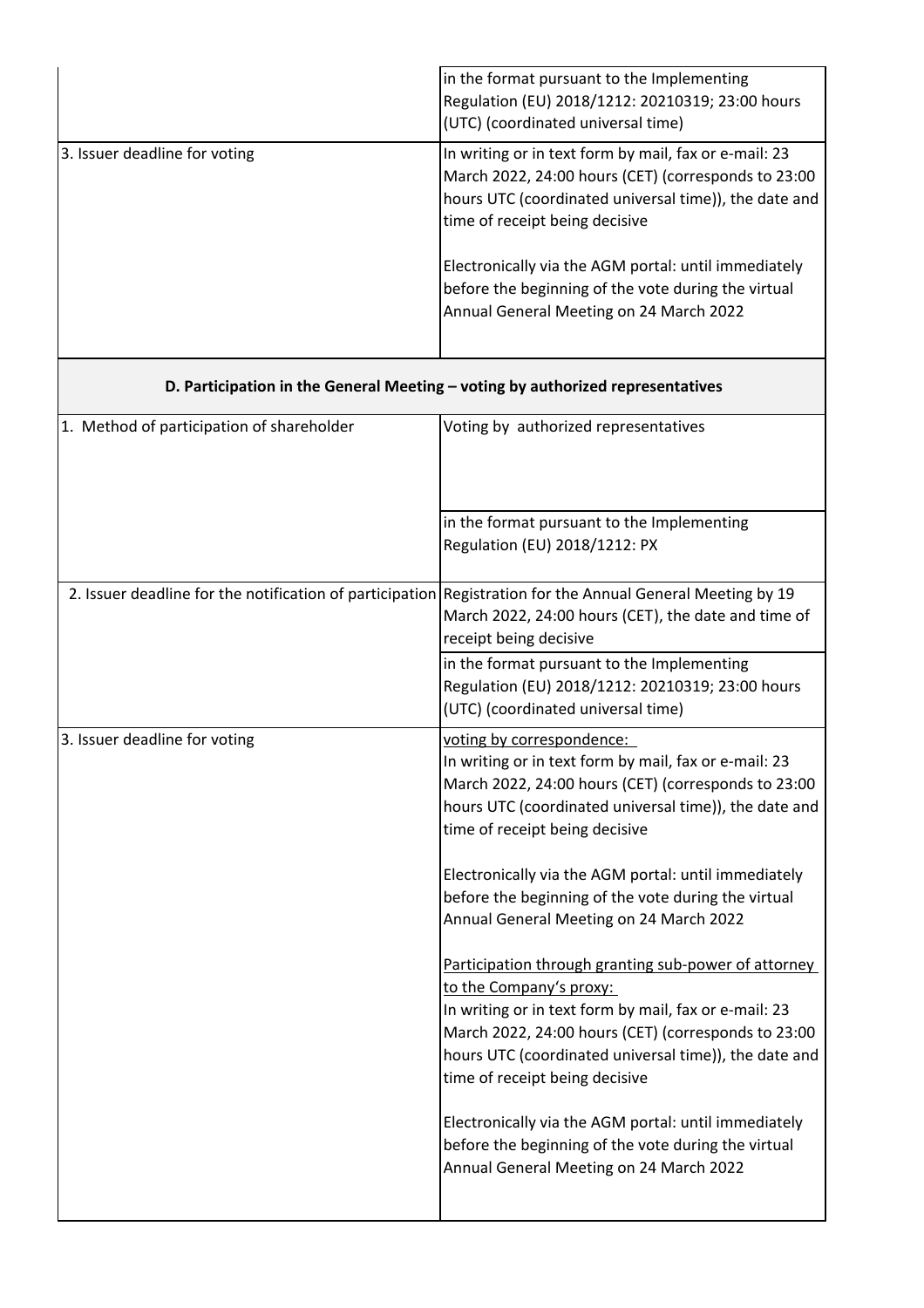| | |
|---|---|
| | in the format pursuant to the Implementing Regulation (EU) 2018/1212: 20210319; 23:00 hours (UTC) (coordinated universal time) |
| 3. Issuer deadline for voting | In writing or in text form by mail, fax or e-mail: 23 March 2022, 24:00 hours (CET) (corresponds to 23:00 hours UTC (coordinated universal time)), the date and time of receipt being decisive<br><br>Electronically via the AGM portal: until immediately before the beginning of the vote during the virtual Annual General Meeting on 24 March 2022 |
| **D. Participation in the General Meeting – voting by authorized representatives** | |
| 1. Method of participation of shareholder | Voting by authorized representatives |
| | in the format pursuant to the Implementing Regulation (EU) 2018/1212: PX |
| 2. Issuer deadline for the notification of participation | Registration for the Annual General Meeting by 19 March 2022, 24:00 hours (CET), the date and time of receipt being decisive |
| | in the format pursuant to the Implementing Regulation (EU) 2018/1212: 20210319; 23:00 hours (UTC) (coordinated universal time) |
| 3. Issuer deadline for voting | voting by correspondence:<br>In writing or in text form by mail, fax or e-mail: 23 March 2022, 24:00 hours (CET) (corresponds to 23:00 hours UTC (coordinated universal time)), the date and time of receipt being decisive<br><br>Electronically via the AGM portal: until immediately before the beginning of the vote during the virtual Annual General Meeting on 24 March 2022<br><br>Participation through granting sub-power of attorney to the Company's proxy:<br>In writing or in text form by mail, fax or e-mail: 23 March 2022, 24:00 hours (CET) (corresponds to 23:00 hours UTC (coordinated universal time)), the date and time of receipt being decisive<br><br>Electronically via the AGM portal: until immediately before the beginning of the vote during the virtual Annual General Meeting on 24 March 2022 |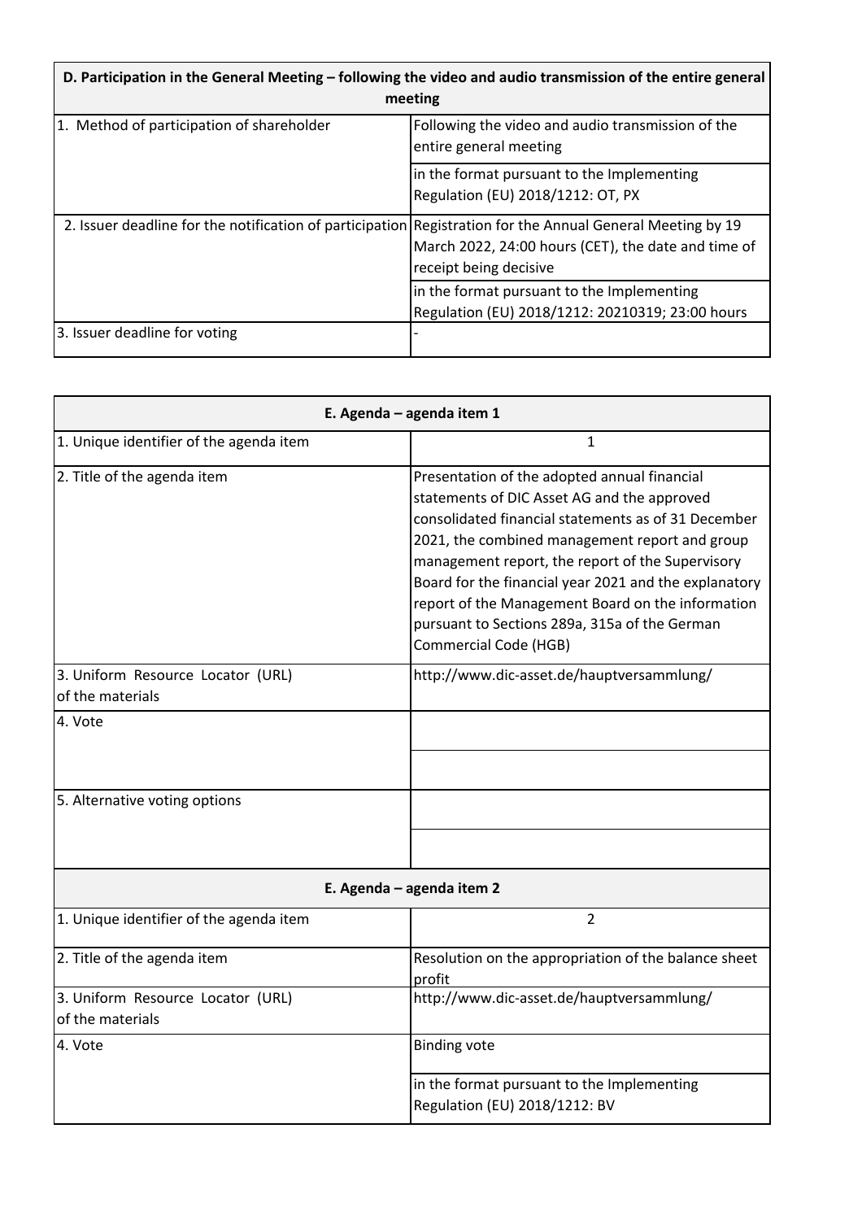| D. Participation in the General Meeting – following the video and audio transmission of the entire general meeting | |
|---|---|
| 1. Method of participation of shareholder | Following the video and audio transmission of the entire general meeting |
| | in the format pursuant to the Implementing Regulation (EU) 2018/1212: OT, PX |
| 2. Issuer deadline for the notification of participation | Registration for the Annual General Meeting by 19 March 2022, 24:00 hours (CET), the date and time of receipt being decisive |
| | in the format pursuant to the Implementing Regulation (EU) 2018/1212: 20210319; 23:00 hours |
| 3. Issuer deadline for voting | - |

| E. Agenda – agenda item 1 | |
|---|---|
| 1. Unique identifier of the agenda item | 1 |
| 2. Title of the agenda item | Presentation of the adopted annual financial statements of DIC Asset AG and the approved consolidated financial statements as of 31 December 2021, the combined management report and group management report, the report of the Supervisory Board for the financial year 2021 and the explanatory report of the Management Board on the information pursuant to Sections 289a, 315a of the German Commercial Code (HGB) |
| 3. Uniform Resource Locator (URL) of the materials | http://www.dic-asset.de/hauptversammlung/ |
| 4. Vote | |
| | |
| 5. Alternative voting options | |
| | |
| **E. Agenda – agenda item 2** | |
| 1. Unique identifier of the agenda item | 2 |
| 2. Title of the agenda item | Resolution on the appropriation of the balance sheet profit |
| 3. Uniform Resource Locator (URL) of the materials | http://www.dic-asset.de/hauptversammlung/ |
| 4. Vote | Binding vote |
| | in the format pursuant to the Implementing Regulation (EU) 2018/1212: BV |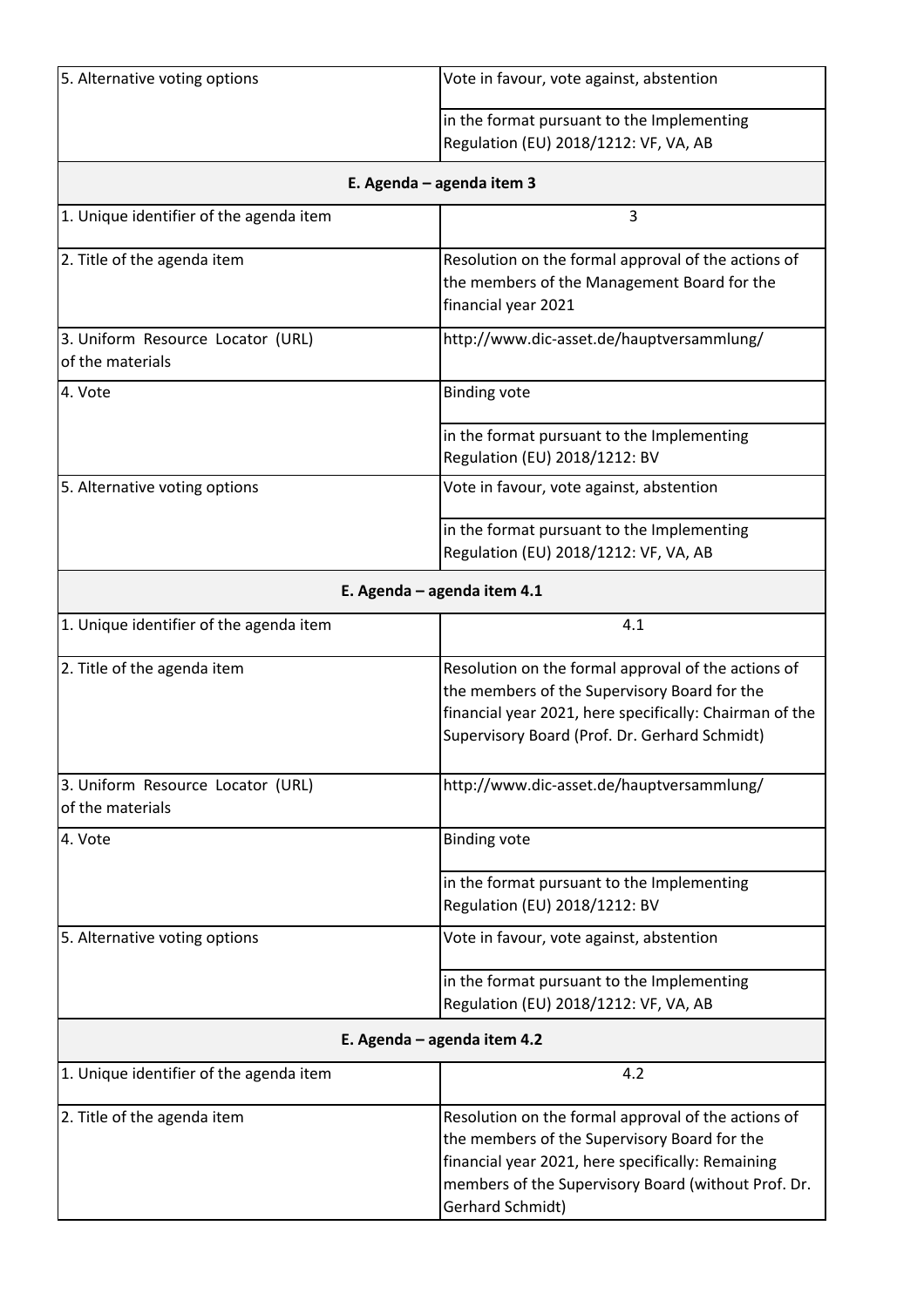| | |
|---|---|
| 5. Alternative voting options | Vote in favour, vote against, abstention |
| | in the format pursuant to the Implementing Regulation (EU) 2018/1212: VF, VA, AB |
| **E. Agenda – agenda item 3** | |
| 1. Unique identifier of the agenda item | 3 |
| 2. Title of the agenda item | Resolution on the formal approval of the actions of the members of the Management Board for the financial year 2021 |
| 3. Uniform Resource Locator (URL) of the materials | http://www.dic-asset.de/hauptversammlung/ |
| 4. Vote | Binding vote |
| | in the format pursuant to the Implementing Regulation (EU) 2018/1212: BV |
| 5. Alternative voting options | Vote in favour, vote against, abstention |
| | in the format pursuant to the Implementing Regulation (EU) 2018/1212: VF, VA, AB |
| **E. Agenda – agenda item 4.1** | |
| 1. Unique identifier of the agenda item | 4.1 |
| 2. Title of the agenda item | Resolution on the formal approval of the actions of the members of the Supervisory Board for the financial year 2021, here specifically: Chairman of the Supervisory Board (Prof. Dr. Gerhard Schmidt) |
| 3. Uniform Resource Locator (URL) of the materials | http://www.dic-asset.de/hauptversammlung/ |
| 4. Vote | Binding vote |
| | in the format pursuant to the Implementing Regulation (EU) 2018/1212: BV |
| 5. Alternative voting options | Vote in favour, vote against, abstention |
| | in the format pursuant to the Implementing Regulation (EU) 2018/1212: VF, VA, AB |
| **E. Agenda – agenda item 4.2** | |
| 1. Unique identifier of the agenda item | 4.2 |
| 2. Title of the agenda item | Resolution on the formal approval of the actions of the members of the Supervisory Board for the financial year 2021, here specifically: Remaining members of the Supervisory Board (without Prof. Dr. Gerhard Schmidt) |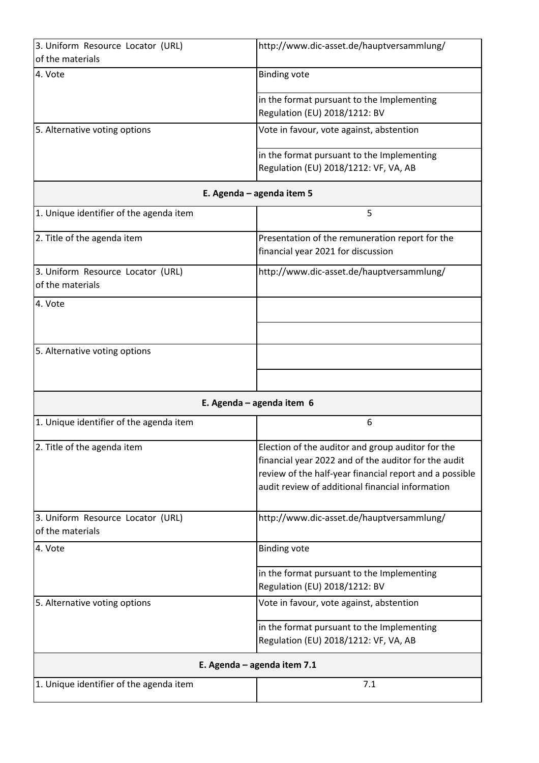| | |
|---|---|
| 3. Uniform Resource Locator (URL) of the materials | http://www.dic-asset.de/hauptversammlung/ |
| 4. Vote | Binding vote |
| | in the format pursuant to the Implementing Regulation (EU) 2018/1212: BV |
| 5. Alternative voting options | Vote in favour, vote against, abstention |
| | in the format pursuant to the Implementing Regulation (EU) 2018/1212: VF, VA, AB |

**E. Agenda – agenda item 5**

| | |
|---|---|
| 1. Unique identifier of the agenda item | 5 |
| 2. Title of the agenda item | Presentation of the remuneration report for the financial year 2021 for discussion |
| 3. Uniform Resource Locator (URL) of the materials | http://www.dic-asset.de/hauptversammlung/ |
| 4. Vote | |
| | |
| 5. Alternative voting options | |
| | |

**E. Agenda – agenda item 6**

| | |
|---|---|
| 1. Unique identifier of the agenda item | 6 |
| 2. Title of the agenda item | Election of the auditor and group auditor for the financial year 2022 and of the auditor for the audit review of the half-year financial report and a possible audit review of additional financial information |
| 3. Uniform Resource Locator (URL) of the materials | http://www.dic-asset.de/hauptversammlung/ |
| 4. Vote | Binding vote |
| | in the format pursuant to the Implementing Regulation (EU) 2018/1212: BV |
| 5. Alternative voting options | Vote in favour, vote against, abstention |
| | in the format pursuant to the Implementing Regulation (EU) 2018/1212: VF, VA, AB |

**E. Agenda – agenda item 7.1**

| | |
|---|---|
| 1. Unique identifier of the agenda item | 7.1 |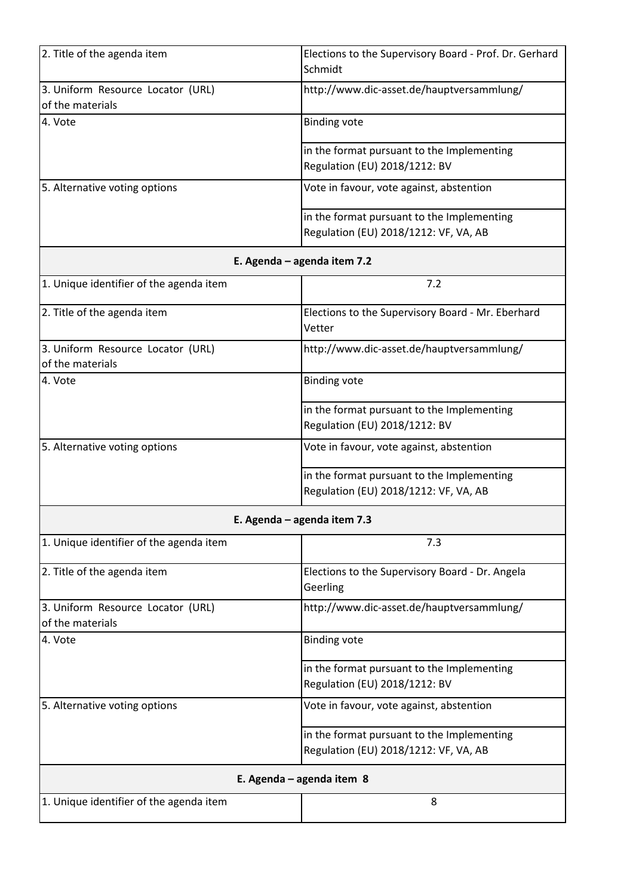| | |
|---|---|
| 2. Title of the agenda item | Elections to the Supervisory Board - Prof. Dr. Gerhard Schmidt |
| 3. Uniform Resource Locator (URL) of the materials | http://www.dic-asset.de/hauptversammlung/ |
| 4. Vote | Binding vote |
| | in the format pursuant to the Implementing Regulation (EU) 2018/1212: BV |
| 5. Alternative voting options | Vote in favour, vote against, abstention |
| | in the format pursuant to the Implementing Regulation (EU) 2018/1212: VF, VA, AB |

**E. Agenda – agenda item 7.2**

| | |
|---|---|
| 1. Unique identifier of the agenda item | 7.2 |
| 2. Title of the agenda item | Elections to the Supervisory Board - Mr. Eberhard Vetter |
| 3. Uniform Resource Locator (URL) of the materials | http://www.dic-asset.de/hauptversammlung/ |
| 4. Vote | Binding vote |
| | in the format pursuant to the Implementing Regulation (EU) 2018/1212: BV |
| 5. Alternative voting options | Vote in favour, vote against, abstention |
| | in the format pursuant to the Implementing Regulation (EU) 2018/1212: VF, VA, AB |

**E. Agenda – agenda item 7.3**

| | |
|---|---|
| 1. Unique identifier of the agenda item | 7.3 |
| 2. Title of the agenda item | Elections to the Supervisory Board - Dr. Angela Geerling |
| 3. Uniform Resource Locator (URL) of the materials | http://www.dic-asset.de/hauptversammlung/ |
| 4. Vote | Binding vote |
| | in the format pursuant to the Implementing Regulation (EU) 2018/1212: BV |
| 5. Alternative voting options | Vote in favour, vote against, abstention |
| | in the format pursuant to the Implementing Regulation (EU) 2018/1212: VF, VA, AB |

**E. Agenda – agenda item 8**

| | |
|---|---|
| 1. Unique identifier of the agenda item | 8 |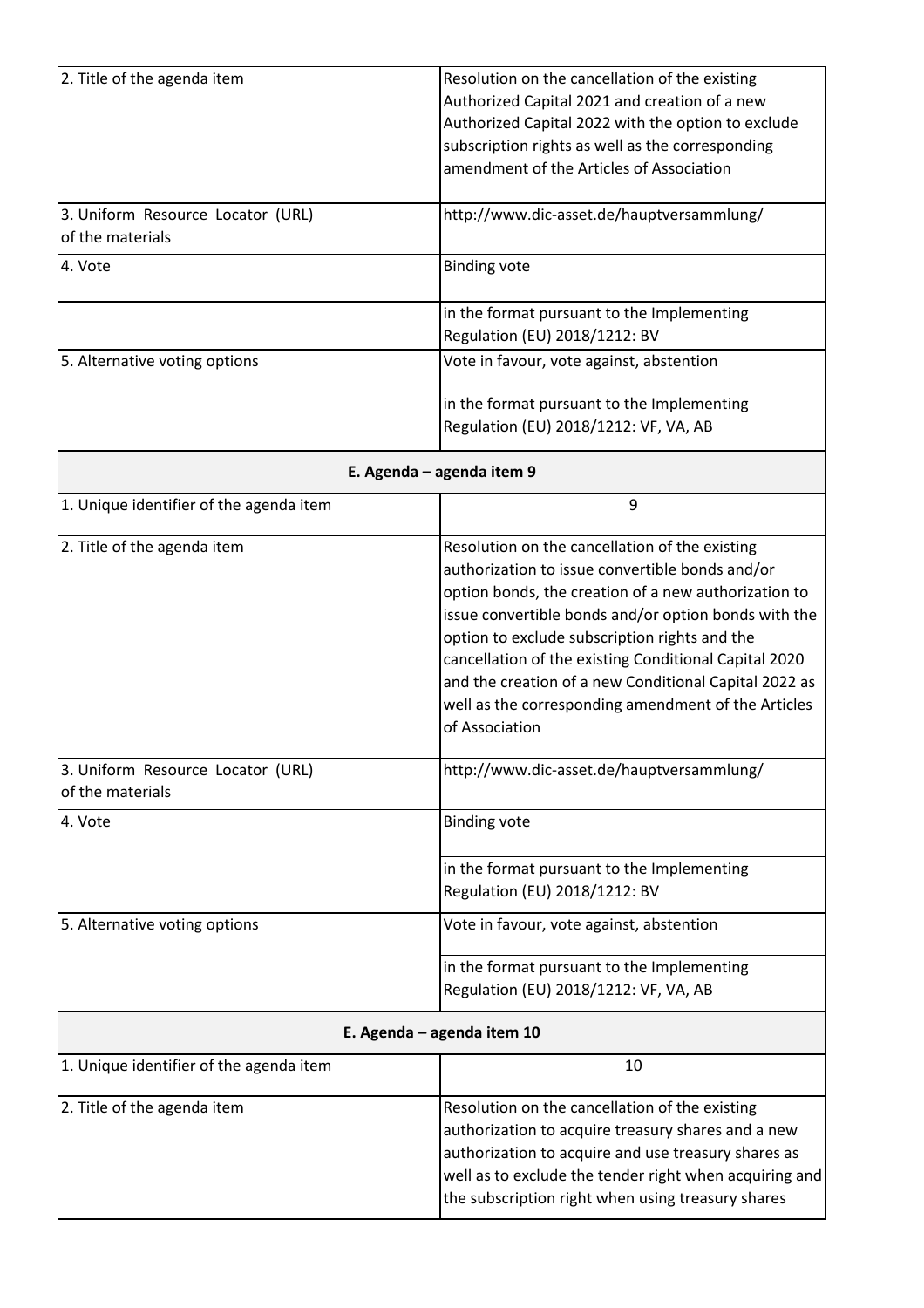| | |
|---|---|
| 2. Title of the agenda item | Resolution on the cancellation of the existing Authorized Capital 2021 and creation of a new Authorized Capital 2022 with the option to exclude subscription rights as well as the corresponding amendment of the Articles of Association |
| 3. Uniform Resource Locator (URL) of the materials | http://www.dic-asset.de/hauptversammlung/ |
| 4. Vote | Binding vote |
| | in the format pursuant to the Implementing Regulation (EU) 2018/1212: BV |
| 5. Alternative voting options | Vote in favour, vote against, abstention |
| | in the format pursuant to the Implementing Regulation (EU) 2018/1212: VF, VA, AB |

| E. Agenda – agenda item 9 | |
|---|---|
| 1. Unique identifier of the agenda item | 9 |
| 2. Title of the agenda item | Resolution on the cancellation of the existing authorization to issue convertible bonds and/or option bonds, the creation of a new authorization to issue convertible bonds and/or option bonds with the option to exclude subscription rights and the cancellation of the existing Conditional Capital 2020 and the creation of a new Conditional Capital 2022 as well as the corresponding amendment of the Articles of Association |
| 3. Uniform Resource Locator (URL) of the materials | http://www.dic-asset.de/hauptversammlung/ |
| 4. Vote | Binding vote |
| | in the format pursuant to the Implementing Regulation (EU) 2018/1212: BV |
| 5. Alternative voting options | Vote in favour, vote against, abstention |
| | in the format pursuant to the Implementing Regulation (EU) 2018/1212: VF, VA, AB |

| E. Agenda – agenda item 10 | |
|---|---|
| 1. Unique identifier of the agenda item | 10 |
| 2. Title of the agenda item | Resolution on the cancellation of the existing authorization to acquire treasury shares and a new authorization to acquire and use treasury shares as well as to exclude the tender right when acquiring and the subscription right when using treasury shares |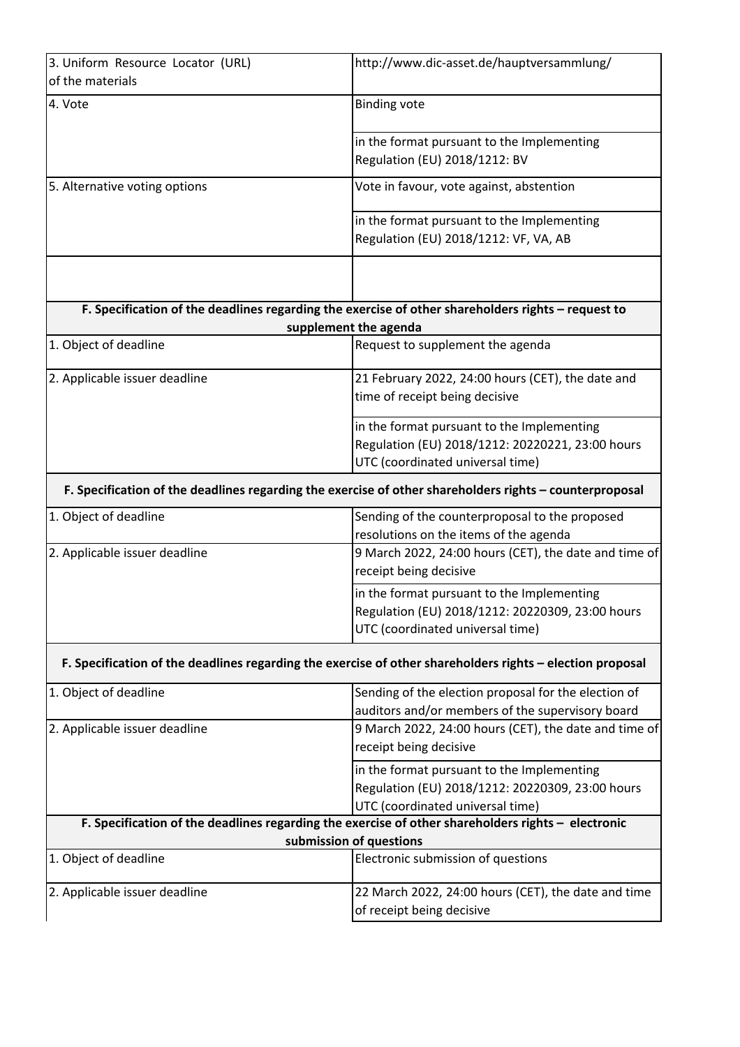| | |
|---|---|
| 3. Uniform Resource Locator (URL) of the materials | http://www.dic-asset.de/hauptversammlung/ |
| 4. Vote | Binding vote |
| | in the format pursuant to the Implementing Regulation (EU) 2018/1212: BV |
| 5. Alternative voting options | Vote in favour, vote against, abstention |
| | in the format pursuant to the Implementing Regulation (EU) 2018/1212: VF, VA, AB |
| | |

| **F. Specification of the deadlines regarding the exercise of other shareholders rights – request to supplement the agenda** | |
|---|---|
| 1. Object of deadline | Request to supplement the agenda |
| 2. Applicable issuer deadline | 21 February 2022, 24:00 hours (CET), the date and time of receipt being decisive |
| | in the format pursuant to the Implementing Regulation (EU) 2018/1212: 20220221, 23:00 hours UTC (coordinated universal time) |

| **F. Specification of the deadlines regarding the exercise of other shareholders rights – counterproposal** | |
|---|---|
| 1. Object of deadline | Sending of the counterproposal to the proposed resolutions on the items of the agenda |
| 2. Applicable issuer deadline | 9 March 2022, 24:00 hours (CET), the date and time of receipt being decisive |
| | in the format pursuant to the Implementing Regulation (EU) 2018/1212: 20220309, 23:00 hours UTC (coordinated universal time) |

| **F. Specification of the deadlines regarding the exercise of other shareholders rights – election proposal** | |
|---|---|
| 1. Object of deadline | Sending of the election proposal for the election of auditors and/or members of the supervisory board |
| 2. Applicable issuer deadline | 9 March 2022, 24:00 hours (CET), the date and time of receipt being decisive |
| | in the format pursuant to the Implementing Regulation (EU) 2018/1212: 20220309, 23:00 hours UTC (coordinated universal time) |

| **F. Specification of the deadlines regarding the exercise of other shareholders rights – electronic submission of questions** | |
|---|---|
| 1. Object of deadline | Electronic submission of questions |
| 2. Applicable issuer deadline | 22 March 2022, 24:00 hours (CET), the date and time of receipt being decisive |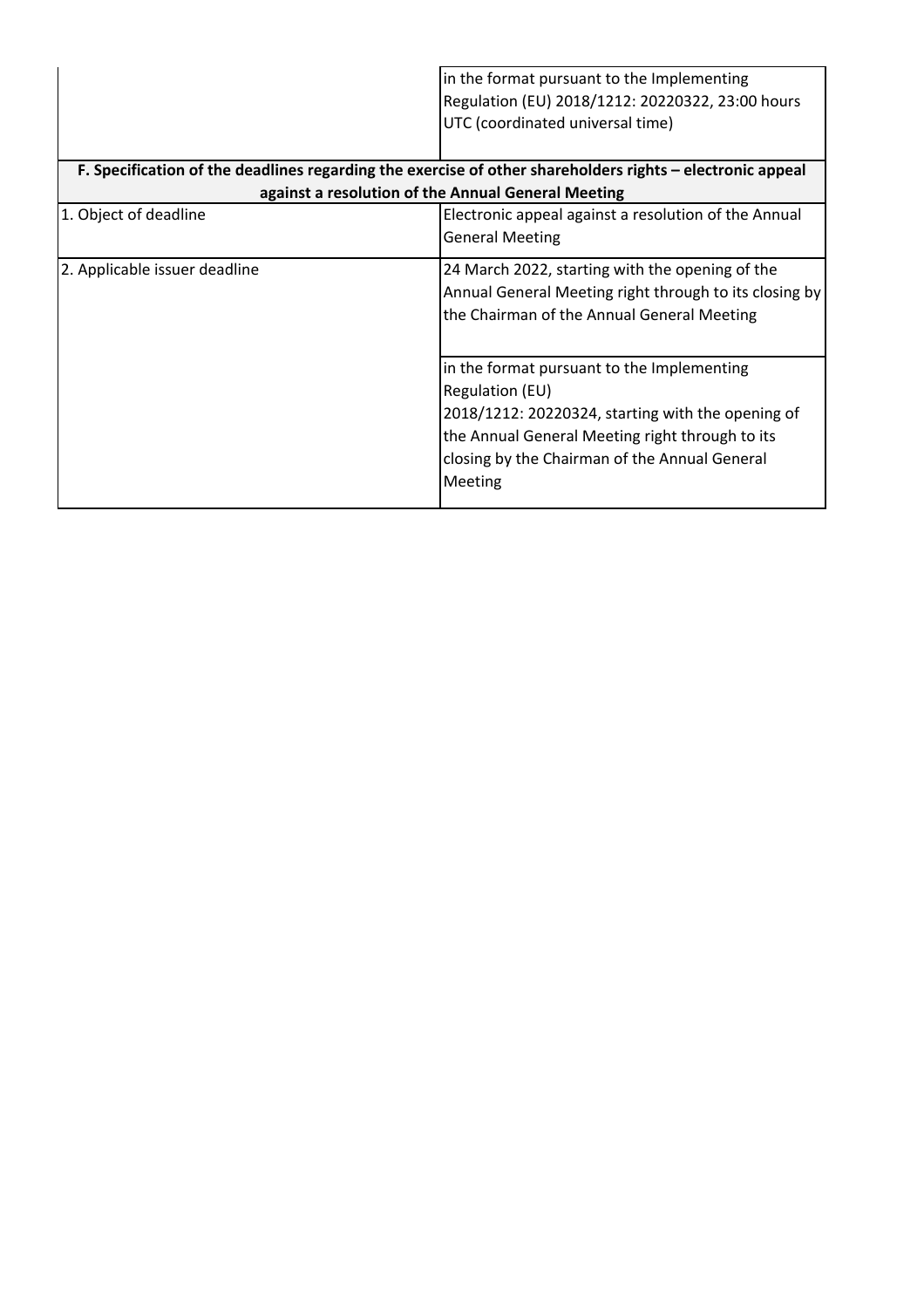| | |
|---|---|
| | in the format pursuant to the Implementing Regulation (EU) 2018/1212: 20220322, 23:00 hours UTC (coordinated universal time) |

| **F. Specification of the deadlines regarding the exercise of other shareholders rights – electronic appeal against a resolution of the Annual General Meeting** | |
|---|---|
| 1. Object of deadline | Electronic appeal against a resolution of the Annual General Meeting |
| 2. Applicable issuer deadline | 24 March 2022, starting with the opening of the Annual General Meeting right through to its closing by the Chairman of the Annual General Meeting |
| | in the format pursuant to the Implementing Regulation (EU) 2018/1212: 20220324, starting with the opening of the Annual General Meeting right through to its closing by the Chairman of the Annual General Meeting |